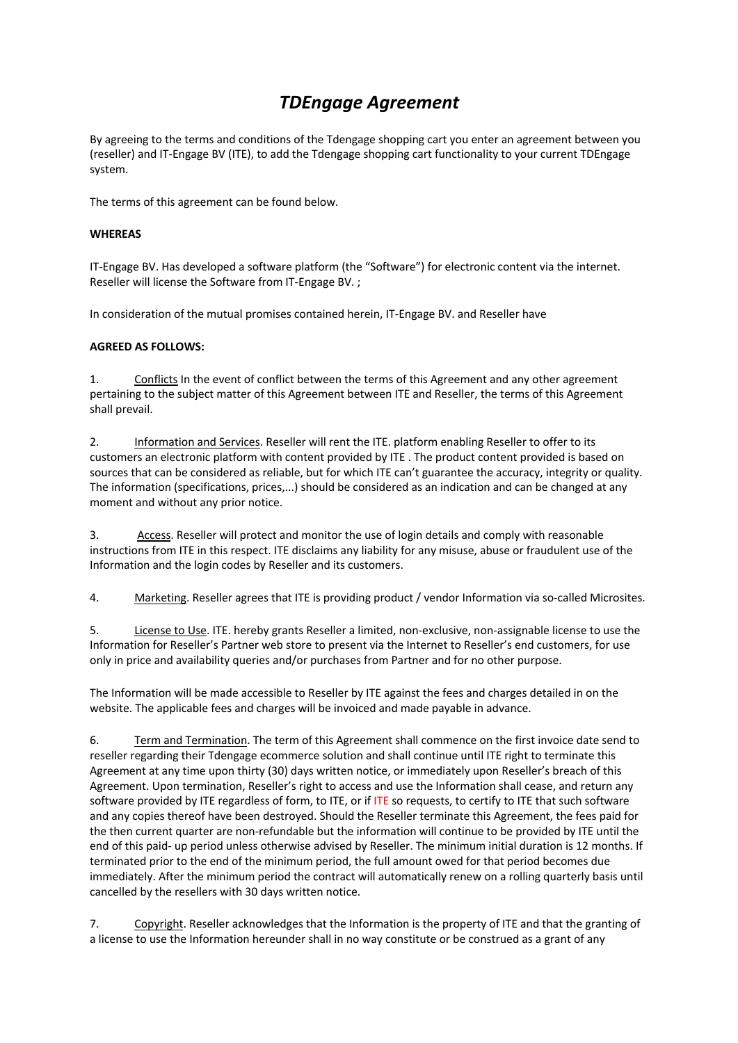# *TDEngage Agreement*

By agreeing to the terms and conditions of the Tdengage shopping cart you enter an agreement between you (reseller) and IT-Engage BV (ITE), to add the Tdengage shopping cart functionality to your current TDEngage system.

The terms of this agreement can be found below.

**WHEREAS**

IT-Engage BV. Has developed a software platform (the "Software") for electronic content via the internet. Reseller will license the Software from IT-Engage BV. ;

In consideration of the mutual promises contained herein, IT-Engage BV. and Reseller have

**AGREED AS FOLLOWS:**

1. Conflicts In the event of conflict between the terms of this Agreement and any other agreement pertaining to the subject matter of this Agreement between ITE and Reseller, the terms of this Agreement shall prevail.

2. Information and Services. Reseller will rent the ITE. platform enabling Reseller to offer to its customers an electronic platform with content provided by ITE . The product content provided is based on sources that can be considered as reliable, but for which ITE can't guarantee the accuracy, integrity or quality. The information (specifications, prices,...) should be considered as an indication and can be changed at any moment and without any prior notice.

3. Access. Reseller will protect and monitor the use of login details and comply with reasonable instructions from ITE in this respect. ITE disclaims any liability for any misuse, abuse or fraudulent use of the Information and the login codes by Reseller and its customers.

4. Marketing. Reseller agrees that ITE is providing product / vendor Information via so-called Microsites.

5. License to Use. ITE. hereby grants Reseller a limited, non-exclusive, non-assignable license to use the Information for Reseller's Partner web store to present via the Internet to Reseller's end customers, for use only in price and availability queries and/or purchases from Partner and for no other purpose.

The Information will be made accessible to Reseller by ITE against the fees and charges detailed in on the website. The applicable fees and charges will be invoiced and made payable in advance.

6. Term and Termination. The term of this Agreement shall commence on the first invoice date send to reseller regarding their Tdengage ecommerce solution and shall continue until ITE right to terminate this Agreement at any time upon thirty (30) days written notice, or immediately upon Reseller's breach of this Agreement. Upon termination, Reseller's right to access and use the Information shall cease, and return any software provided by ITE regardless of form, to ITE, or if ITE so requests, to certify to ITE that such software and any copies thereof have been destroyed. Should the Reseller terminate this Agreement, the fees paid for the then current quarter are non-refundable but the information will continue to be provided by ITE until the end of this paid- up period unless otherwise advised by Reseller. The minimum initial duration is 12 months. If terminated prior to the end of the minimum period, the full amount owed for that period becomes due immediately. After the minimum period the contract will automatically renew on a rolling quarterly basis until cancelled by the resellers with 30 days written notice.

7. Copyright. Reseller acknowledges that the Information is the property of ITE and that the granting of a license to use the Information hereunder shall in no way constitute or be construed as a grant of any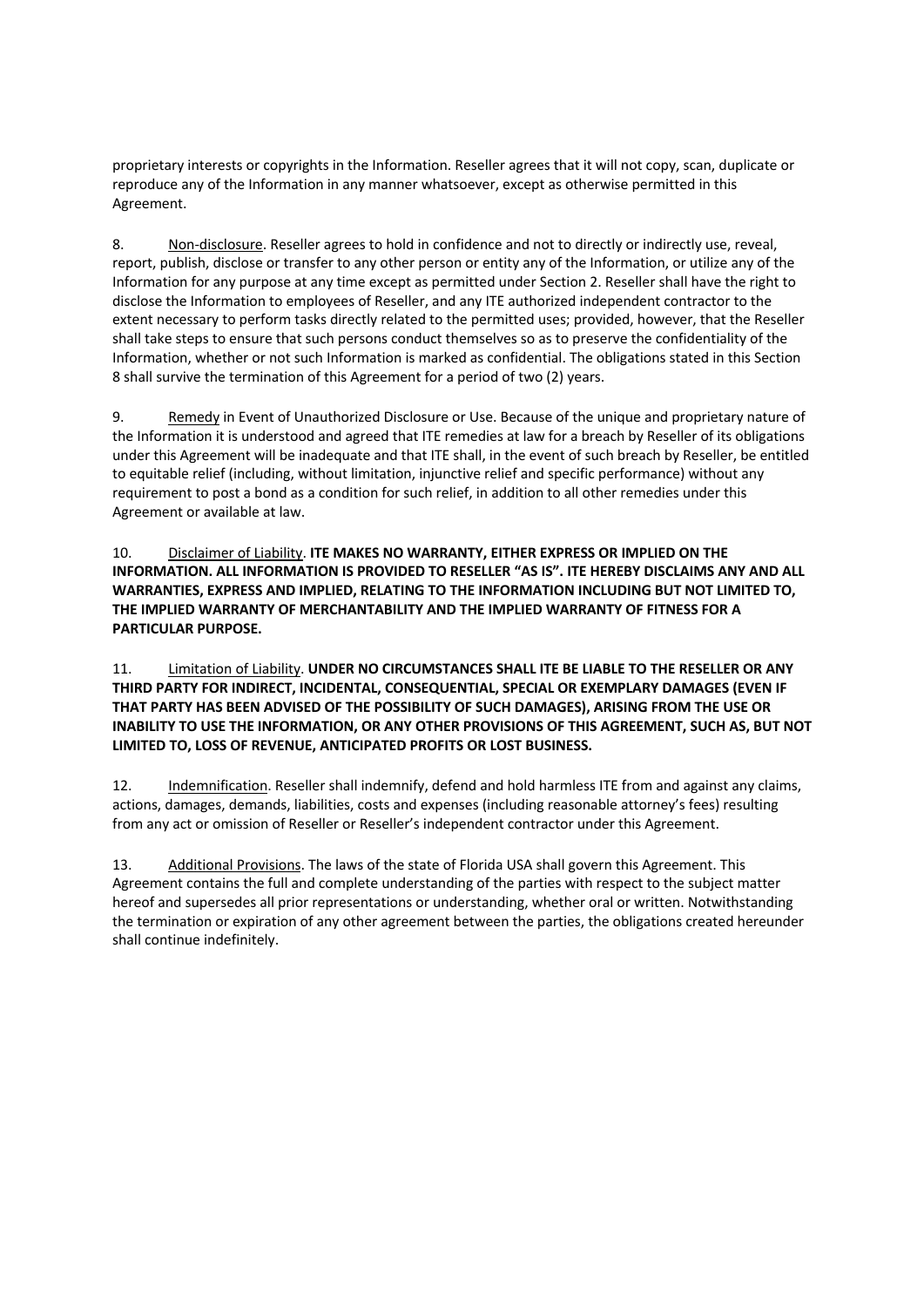proprietary interests or copyrights in the Information. Reseller agrees that it will not copy, scan, duplicate or reproduce any of the Information in any manner whatsoever, except as otherwise permitted in this Agreement.

8. Non-disclosure. Reseller agrees to hold in confidence and not to directly or indirectly use, reveal, report, publish, disclose or transfer to any other person or entity any of the Information, or utilize any of the Information for any purpose at any time except as permitted under Section 2. Reseller shall have the right to disclose the Information to employees of Reseller, and any ITE authorized independent contractor to the extent necessary to perform tasks directly related to the permitted uses; provided, however, that the Reseller shall take steps to ensure that such persons conduct themselves so as to preserve the confidentiality of the Information, whether or not such Information is marked as confidential. The obligations stated in this Section 8 shall survive the termination of this Agreement for a period of two (2) years.

9. Remedy in Event of Unauthorized Disclosure or Use. Because of the unique and proprietary nature of the Information it is understood and agreed that ITE remedies at law for a breach by Reseller of its obligations under this Agreement will be inadequate and that ITE shall, in the event of such breach by Reseller, be entitled to equitable relief (including, without limitation, injunctive relief and specific performance) without any requirement to post a bond as a condition for such relief, in addition to all other remedies under this Agreement or available at law.

10. Disclaimer of Liability. **ITE MAKES NO WARRANTY, EITHER EXPRESS OR IMPLIED ON THE INFORMATION. ALL INFORMATION IS PROVIDED TO RESELLER "AS IS". ITE HEREBY DISCLAIMS ANY AND ALL WARRANTIES, EXPRESS AND IMPLIED, RELATING TO THE INFORMATION INCLUDING BUT NOT LIMITED TO, THE IMPLIED WARRANTY OF MERCHANTABILITY AND THE IMPLIED WARRANTY OF FITNESS FOR A PARTICULAR PURPOSE.**

11. Limitation of Liability. **UNDER NO CIRCUMSTANCES SHALL ITE BE LIABLE TO THE RESELLER OR ANY THIRD PARTY FOR INDIRECT, INCIDENTAL, CONSEQUENTIAL, SPECIAL OR EXEMPLARY DAMAGES (EVEN IF THAT PARTY HAS BEEN ADVISED OF THE POSSIBILITY OF SUCH DAMAGES), ARISING FROM THE USE OR INABILITY TO USE THE INFORMATION, OR ANY OTHER PROVISIONS OF THIS AGREEMENT, SUCH AS, BUT NOT LIMITED TO, LOSS OF REVENUE, ANTICIPATED PROFITS OR LOST BUSINESS.**

12. Indemnification. Reseller shall indemnify, defend and hold harmless ITE from and against any claims, actions, damages, demands, liabilities, costs and expenses (including reasonable attorney's fees) resulting from any act or omission of Reseller or Reseller's independent contractor under this Agreement.

13. Additional Provisions. The laws of the state of Florida USA shall govern this Agreement. This Agreement contains the full and complete understanding of the parties with respect to the subject matter hereof and supersedes all prior representations or understanding, whether oral or written. Notwithstanding the termination or expiration of any other agreement between the parties, the obligations created hereunder shall continue indefinitely.